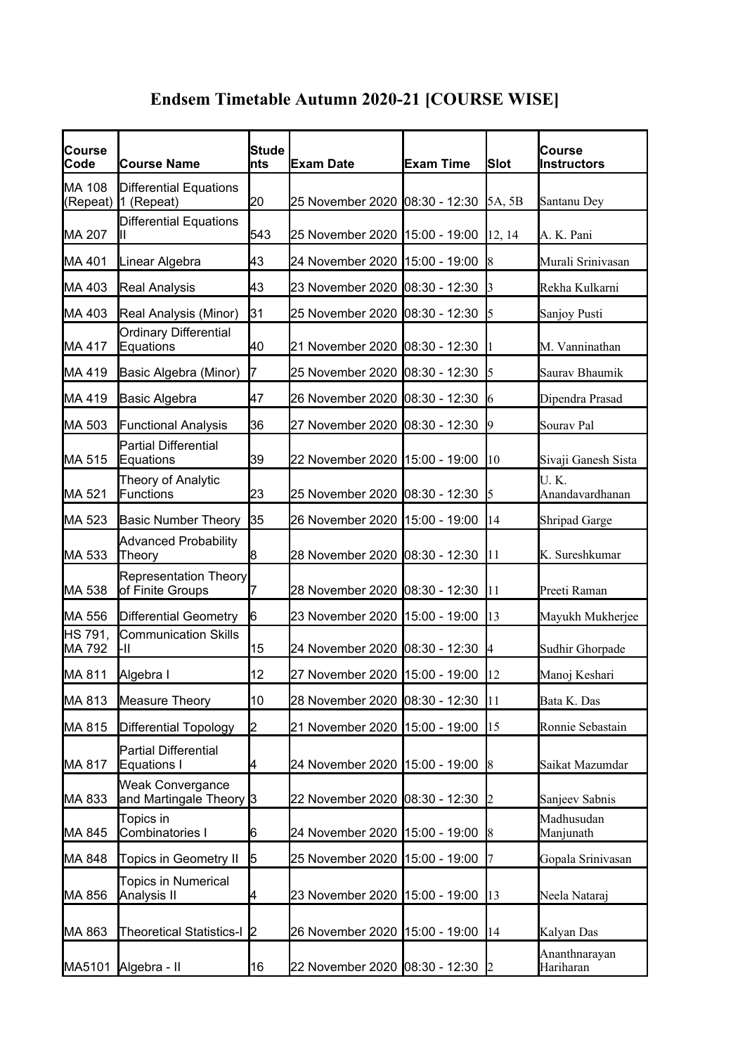# Endsem Timetable Autumn 2020-21 [COURSE WISE]

| Course Code | Course Name | Students | Exam Date | Exam Time | Slot | Course Instructors |
|---|---|---|---|---|---|---|
| MA 108 (Repeat) | Differential Equations 1 (Repeat) | 20 | 25 November 2020 | 08:30 - 12:30 | 5A, 5B | Santanu Dey |
| MA 207 | Differential Equations II | 543 | 25 November 2020 | 15:00 - 19:00 | 12, 14 | A. K. Pani |
| MA 401 | Linear Algebra | 43 | 24 November 2020 | 15:00 - 19:00 | 8 | Murali Srinivasan |
| MA 403 | Real Analysis | 43 | 23 November 2020 | 08:30 - 12:30 | 3 | Rekha Kulkarni |
| MA 403 | Real Analysis (Minor) | 31 | 25 November 2020 | 08:30 - 12:30 | 5 | Sanjoy Pusti |
| MA 417 | Ordinary Differential Equations | 40 | 21 November 2020 | 08:30 - 12:30 | 1 | M. Vanninathan |
| MA 419 | Basic Algebra (Minor) | 7 | 25 November 2020 | 08:30 - 12:30 | 5 | Saurav Bhaumik |
| MA 419 | Basic Algebra | 47 | 26 November 2020 | 08:30 - 12:30 | 6 | Dipendra Prasad |
| MA 503 | Functional Analysis | 36 | 27 November 2020 | 08:30 - 12:30 | 9 | Sourav Pal |
| MA 515 | Partial Differential Equations | 39 | 22 November 2020 | 15:00 - 19:00 | 10 | Sivaji Ganesh Sista |
| MA 521 | Theory of Analytic Functions | 23 | 25 November 2020 | 08:30 - 12:30 | 5 | U. K. Anandavardhanan |
| MA 523 | Basic Number Theory | 35 | 26 November 2020 | 15:00 - 19:00 | 14 | Shripad Garge |
| MA 533 | Advanced Probability Theory | 8 | 28 November 2020 | 08:30 - 12:30 | 11 | K. Sureshkumar |
| MA 538 | Representation Theory of Finite Groups | 7 | 28 November 2020 | 08:30 - 12:30 | 11 | Preeti Raman |
| MA 556 | Differential Geometry | 6 | 23 November 2020 | 15:00 - 19:00 | 13 | Mayukh Mukherjee |
| HS 791, MA 792 | Communication Skills -II | 15 | 24 November 2020 | 08:30 - 12:30 | 4 | Sudhir Ghorpade |
| MA 811 | Algebra I | 12 | 27 November 2020 | 15:00 - 19:00 | 12 | Manoj Keshari |
| MA 813 | Measure Theory | 10 | 28 November 2020 | 08:30 - 12:30 | 11 | Bata K. Das |
| MA 815 | Differential Topology | 2 | 21 November 2020 | 15:00 - 19:00 | 15 | Ronnie Sebastain |
| MA 817 | Partial Differential Equations I | 4 | 24 November 2020 | 15:00 - 19:00 | 8 | Saikat Mazumdar |
| MA 833 | Weak Convergance and Martingale Theory | 3 | 22 November 2020 | 08:30 - 12:30 | 2 | Sanjeev Sabnis |
| MA 845 | Topics in Combinatories I | 6 | 24 November 2020 | 15:00 - 19:00 | 8 | Madhusudan Manjunath |
| MA 848 | Topics in Geometry II | 5 | 25 November 2020 | 15:00 - 19:00 | 7 | Gopala Srinivasan |
| MA 856 | Topics in Numerical Analysis II | 4 | 23 November 2020 | 15:00 - 19:00 | 13 | Neela Nataraj |
| MA 863 | Theoretical Statistics-I | 2 | 26 November 2020 | 15:00 - 19:00 | 14 | Kalyan Das |
| MA5101 | Algebra - II | 16 | 22 November 2020 | 08:30 - 12:30 | 2 | Ananthnarayan Hariharan |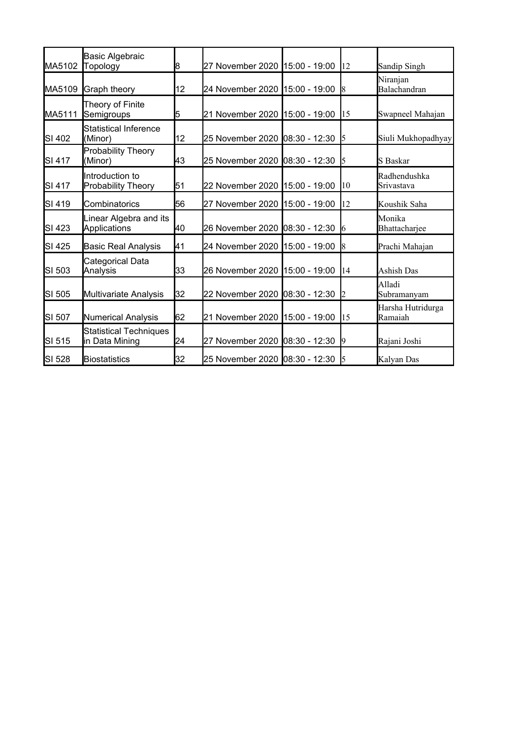| | | | | | | |
|---|---|---|---|---|---|---|
| MA5102 | Basic Algebraic Topology | 8 | 27 November 2020 | 15:00 - 19:00 | 12 | Sandip Singh |
| MA5109 | Graph theory | 12 | 24 November 2020 | 15:00 - 19:00 | 8 | Niranjan Balachandran |
| MA5111 | Theory of Finite Semigroups | 5 | 21 November 2020 | 15:00 - 19:00 | 15 | Swapneel Mahajan |
| SI 402 | Statistical Inference (Minor) | 12 | 25 November 2020 | 08:30 - 12:30 | 5 | Siuli Mukhopadhyay |
| SI 417 | Probability Theory (Minor) | 43 | 25 November 2020 | 08:30 - 12:30 | 5 | S Baskar |
| SI 417 | Introduction to Probability Theory | 51 | 22 November 2020 | 15:00 - 19:00 | 10 | Radhendushka Srivastava |
| SI 419 | Combinatorics | 56 | 27 November 2020 | 15:00 - 19:00 | 12 | Koushik Saha |
| SI 423 | Linear Algebra and its Applications | 40 | 26 November 2020 | 08:30 - 12:30 | 6 | Monika Bhattacharjee |
| SI 425 | Basic Real Analysis | 41 | 24 November 2020 | 15:00 - 19:00 | 8 | Prachi Mahajan |
| SI 503 | Categorical Data Analysis | 33 | 26 November 2020 | 15:00 - 19:00 | 14 | Ashish Das |
| SI 505 | Multivariate Analysis | 32 | 22 November 2020 | 08:30 - 12:30 | 2 | Alladi Subramanyam |
| SI 507 | Numerical Analysis | 62 | 21 November 2020 | 15:00 - 19:00 | 15 | Harsha Hutridurga Ramaiah |
| SI 515 | Statistical Techniques in Data Mining | 24 | 27 November 2020 | 08:30 - 12:30 | 9 | Rajani Joshi |
| SI 528 | Biostatistics | 32 | 25 November 2020 | 08:30 - 12:30 | 5 | Kalyan Das |